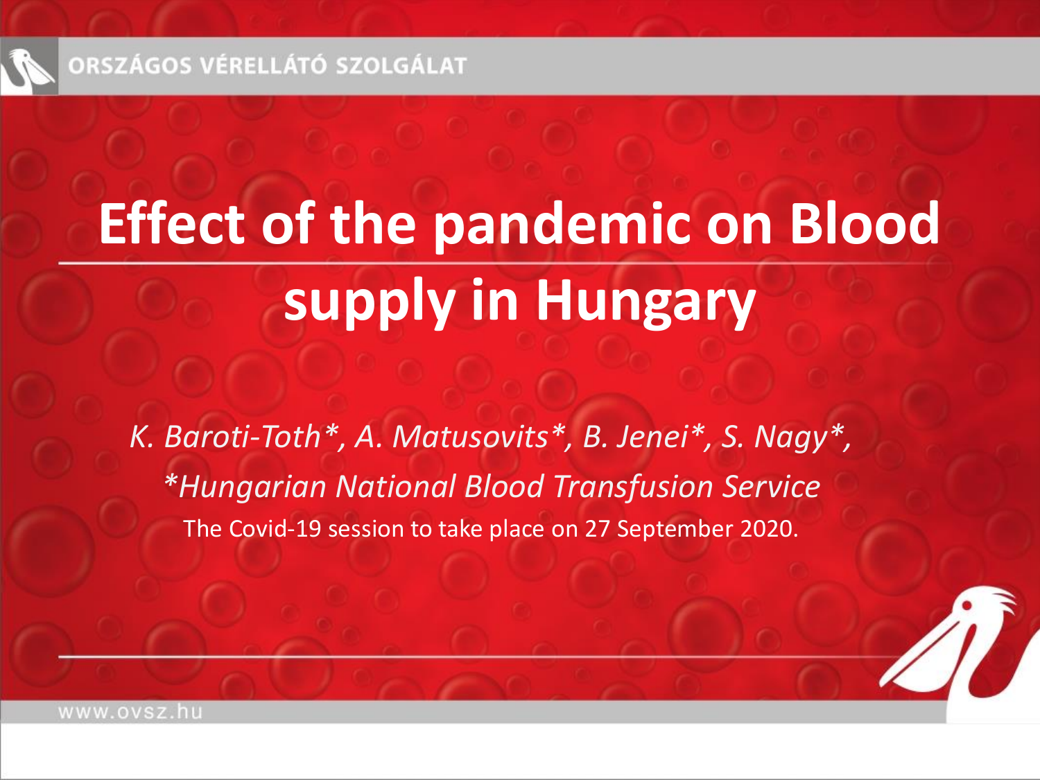# Effect of the pandemic on Blood supply in Hungary

*K. Baroti-Toth*, A. Matusovits*, B. Jenei*, S. Nagy*,*

**Hungarian National Blood Transfusion Service*

The Covid-19 session to take place on 27 September 2020.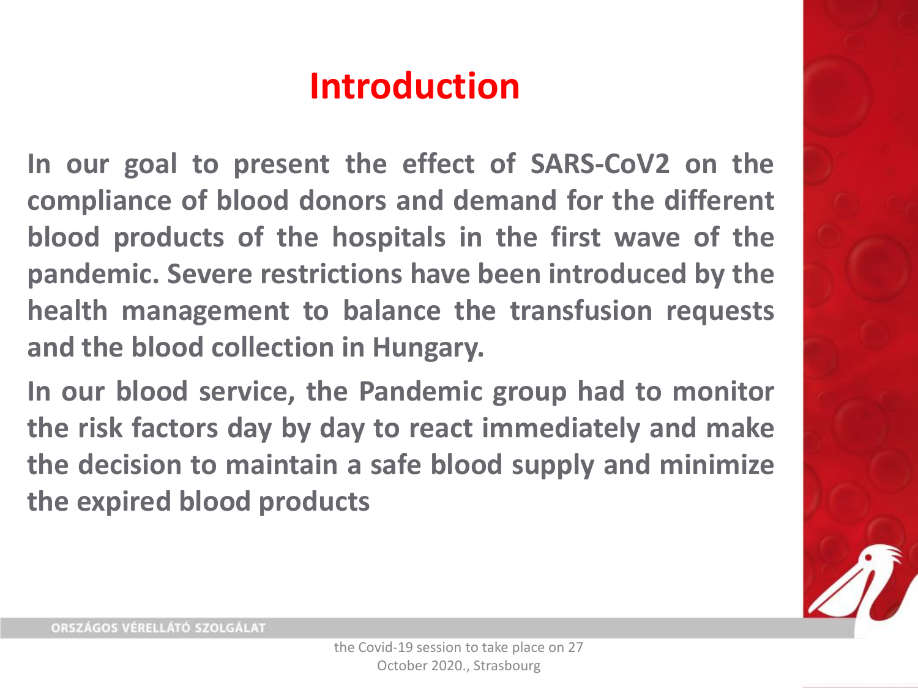# Introduction

In our goal to present the effect of SARS-CoV2 on the compliance of blood donors and demand for the different blood products of the hospitals in the first wave of the pandemic. Severe restrictions have been introduced by the health management to balance the transfusion requests and the blood collection in Hungary.

In our blood service, the Pandemic group had to monitor the risk factors day by day to react immediately and make the decision to maintain a safe blood supply and minimize the expired blood products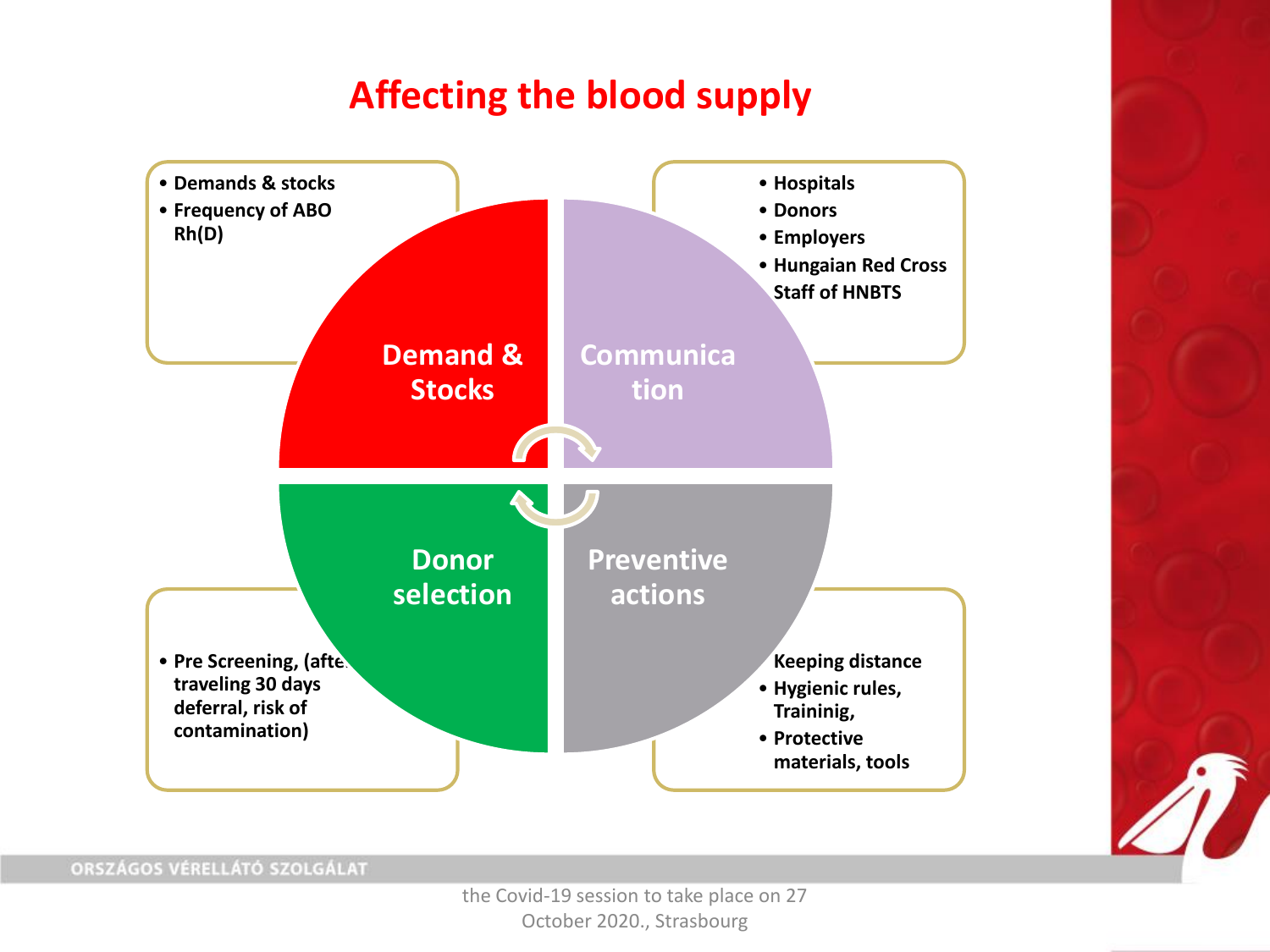# Affecting the blood supply

## Demand & Stocks

- Demands & stocks
- Frequency of ABO Rh(D)

## Communication

- Hospitals
- Donors
- Employers
- Hungaian Red Cross Staff of HNBTS

## Donor selection

- Pre Screening, (afte traveling 30 days deferral, risk of contamination)

## Preventive actions

- Keeping distance
- Hygienic rules, Traininig,
- Protective materials, tools

the Covid-19 session to take place on 27 October 2020., Strasbourg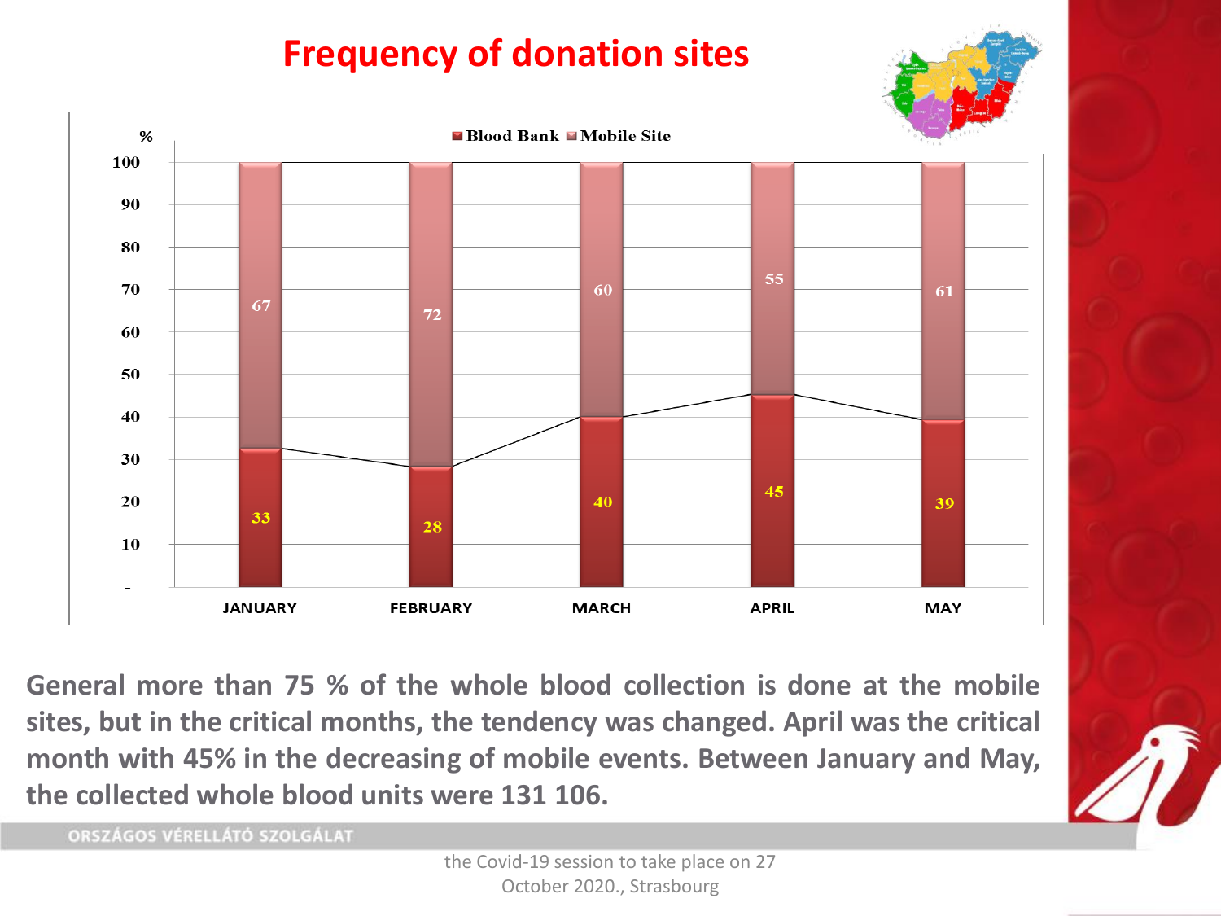# Frequency of donation sites

| % | JANUARY | FEBRUARY | MARCH | APRIL | MAY |
|---|---|---|---|---|---|
| Blood Bank | 33 | 28 | 40 | 45 | 39 |
| Mobile Site | 67 | 72 | 60 | 55 | 61 |

**General more than 75 % of the whole blood collection is done at the mobile sites, but in the critical months, the tendency was changed. April was the critical month with 45% in the decreasing of mobile events. Between January and May, the collected whole blood units were 131 106.**

ORSZÁGOS VÉRELLÁTÓ SZOLGÁLAT

the Covid-19 session to take place on 27 October 2020., Strasbourg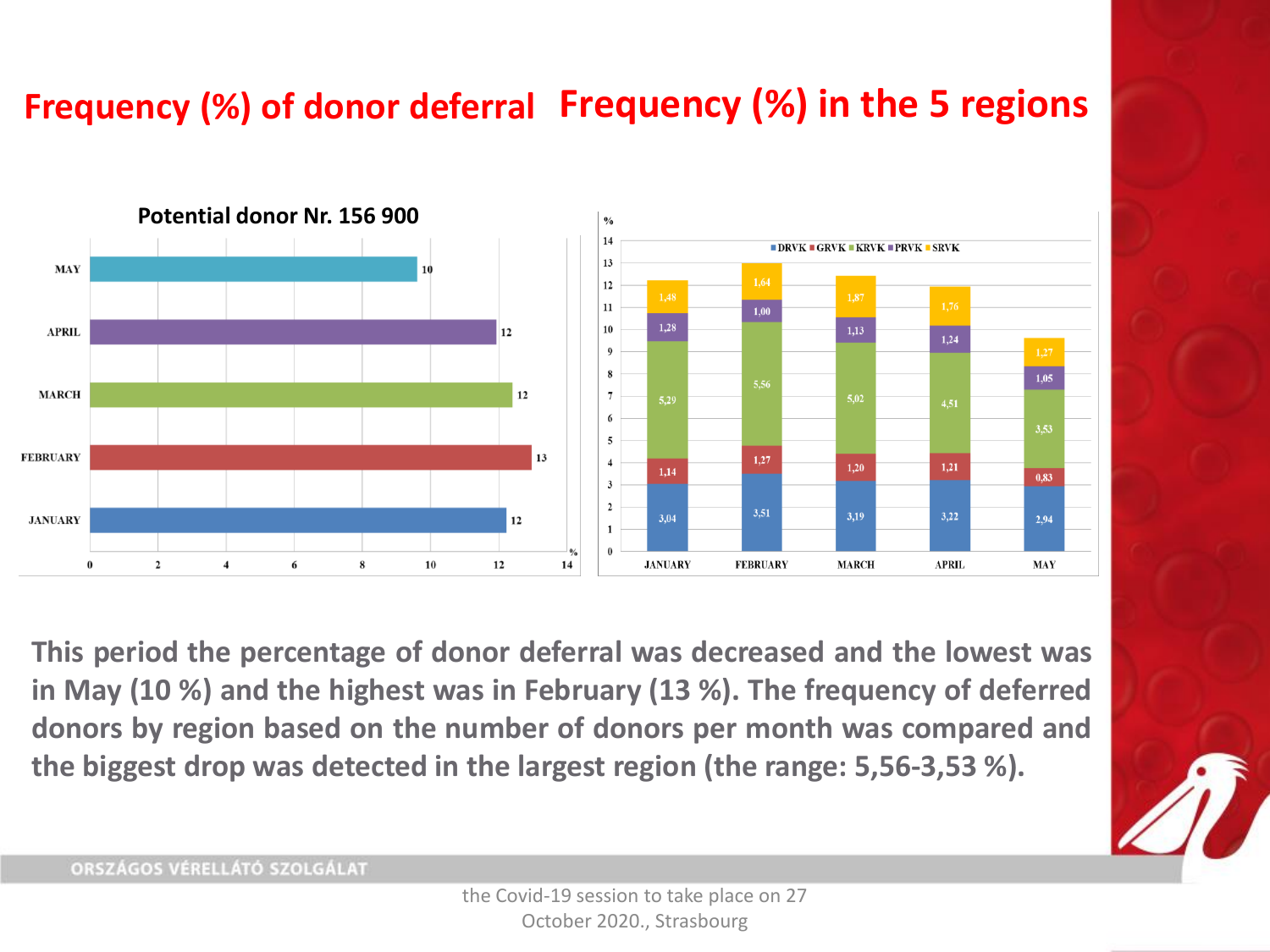# Frequency (%) of donor deferral

# Frequency (%) in the 5 regions

**Potential donor Nr. 156 900**

| Month | % |
|---|---|
| MAY | 10 |
| APRIL | 12 |
| MARCH | 12 |
| FEBRUARY | 13 |
| JANUARY | 12 |

| Region | JANUARY | FEBRUARY | MARCH | APRIL | MAY |
|---|---|---|---|---|---|
| DRVK | 3,04 | 3,51 | 3,19 | 3,22 | 2,94 |
| GRVK | 1,14 | 1,27 | 1,20 | 1,21 | 0,83 |
| KRVK | 5,29 | 5,56 | 5,02 | 4,51 | 3,53 |
| PRVK | 1,28 | 1,00 | 1,13 | 1,24 | 1,05 |
| SRVK | 1,48 | 1,64 | 1,87 | 1,76 | 1,27 |

**This period the percentage of donor deferral was decreased and the lowest was in May (10 %) and the highest was in February (13 %). The frequency of deferred donors by region based on the number of donors per month was compared and the biggest drop was detected in the largest region (the range: 5,56-3,53 %).**

ORSZÁGOS VÉRELLÁTÓ SZOLGÁLAT

the Covid-19 session to take place on 27 October 2020., Strasbourg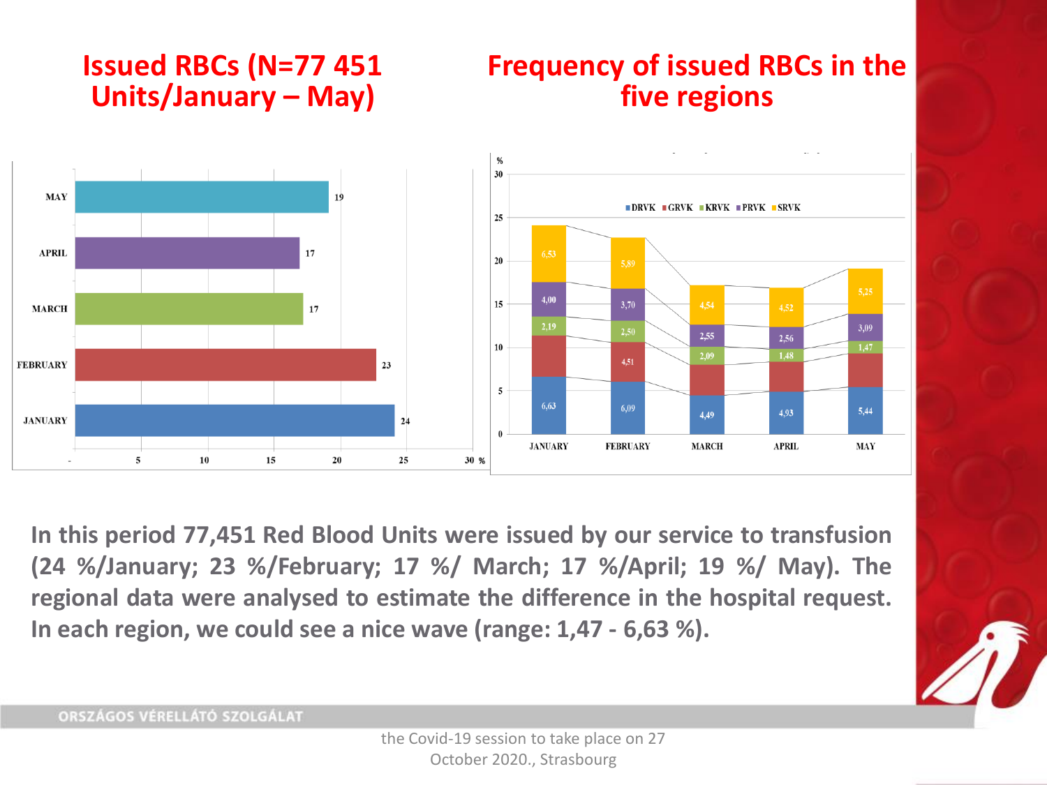## Issued RBCs (N=77 451 Units/January – May)

| Month | % |
|---|---|
| MAY | 19 |
| APRIL | 17 |
| MARCH | 17 |
| FEBRUARY | 23 |
| JANUARY | 24 |

## Frequency of issued RBCs in the five regions

| Month | DRVK | GRVK | KRVK | PRVK | SRVK |
|---|---|---|---|---|---|
| JANUARY | 6,63 | | 2,19 | 4,00 | 6,53 |
| FEBRUARY | 6,09 | 4,51 | 2,50 | 3,70 | 5,89 |
| MARCH | 4,49 | | 2,09 | 2,55 | 4,54 |
| APRIL | 4,93 | | 1,48 | 2,56 | 4,52 |
| MAY | 5,44 | | 1,47 | 3,09 | 5,25 |

**In this period 77,451 Red Blood Units were issued by our service to transfusion (24 %/January; 23 %/February; 17 %/ March; 17 %/April; 19 %/ May). The regional data were analysed to estimate the difference in the hospital request. In each region, we could see a nice wave (range: 1,47 - 6,63 %).**

ORSZÁGOS VÉRELLÁTÓ SZOLGÁLAT

the Covid-19 session to take place on 27 October 2020., Strasbourg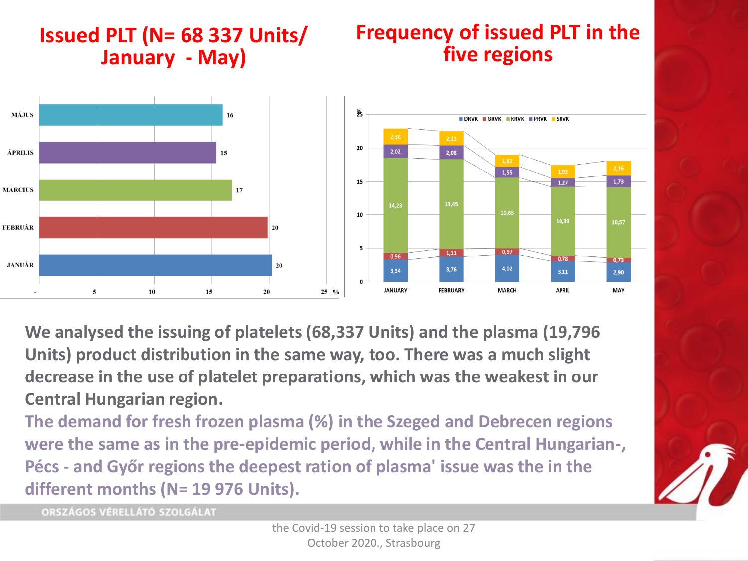## Issued PLT (N= 68 337 Units/ January - May)

| Month | % |
|---|---|
| MÁJUS | 16 |
| ÁPRILIS | 15 |
| MÁRCIUS | 17 |
| FEBRUÁR | 20 |
| JANUÁR | 20 |

## Frequency of issued PLT in the five regions

| Month | DRVK | GRVK | KRVK | PRVK | SRVK |
|---|---|---|---|---|---|
| JANUARY | 3,34 | 0,96 | 14,23 | 2,02 | 2,38 |
| FEBRUARY | 3,76 | 1,11 | 13,45 | 2,08 | 2,11 |
| MARCH | 4,02 | 0,97 | 10,65 | 1,55 | 1,82 |
| APRIL | 3,11 | 0,78 | 10,39 | 1,27 | 1,92 |
| MAY | 2,90 | 0,73 | 10,57 | 1,73 | 2,16 |

**We analysed the issuing of platelets (68,337 Units) and the plasma (19,796 Units) product distribution in the same way, too. There was a much slight decrease in the use of platelet preparations, which was the weakest in our Central Hungarian region.**

**The demand for fresh frozen plasma (%) in the Szeged and Debrecen regions were the same as in the pre-epidemic period, while in the Central Hungarian-, Pécs - and Győr regions the deepest ration of plasma' issue was the in the different months (N= 19 976 Units).**

ORSZÁGOS VÉRELLÁTÓ SZOLGÁLAT

the Covid-19 session to take place on 27 October 2020., Strasbourg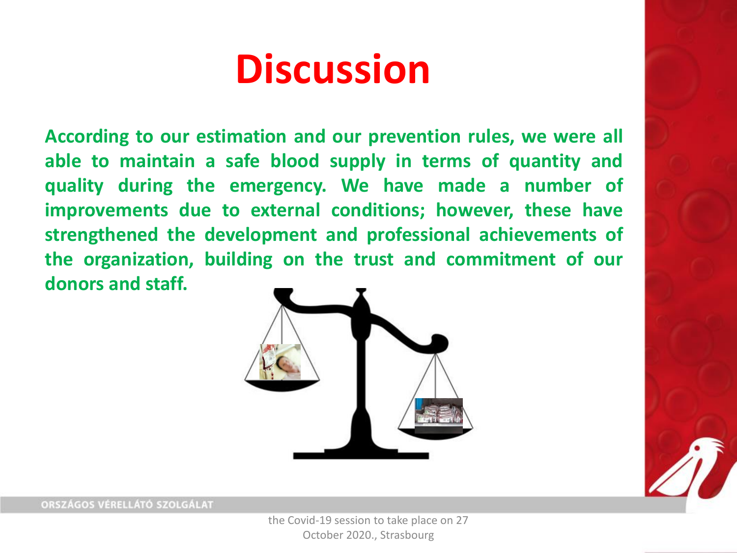# Discussion

**According to our estimation and our prevention rules, we were all able to maintain a safe blood supply in terms of quantity and quality during the emergency. We have made a number of improvements due to external conditions; however, these have strengthened the development and professional achievements of the organization, building on the trust and commitment of our donors and staff.**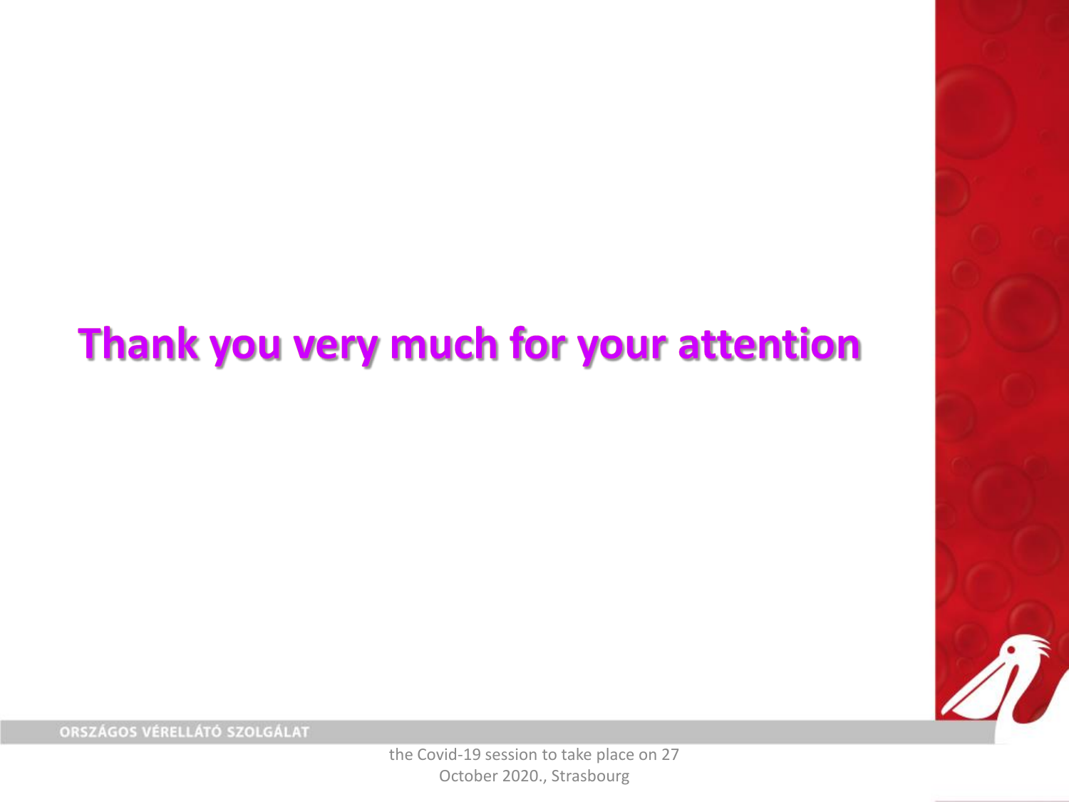# Thank you very much for your attention